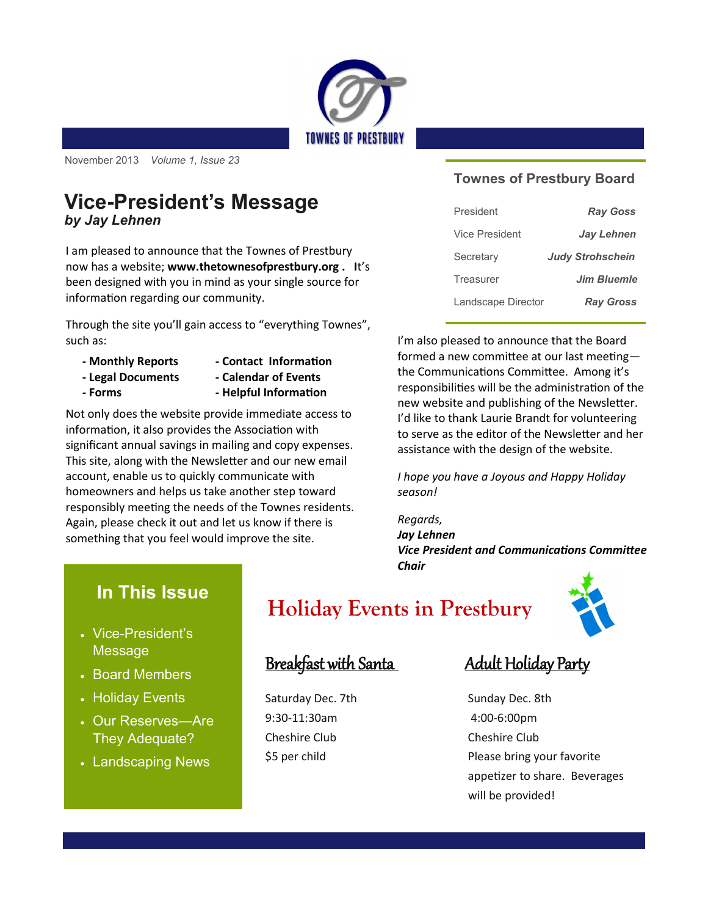TOWNES OF PRESTBURY

November 2013 *Volume 1, Issue 23*

# Vice-President's Message

***by Jay Lehnen***

I am pleased to announce that the Townes of Prestbury now has a website; **www.thetownesofprestbury.org . I**t's been designed with you in mind as your single source for information regarding our community.

Through the site you'll gain access to "everything Townes", such as:

- **Monthly Reports**
- **Legal Documents**
- **Forms**
- **Contact Information**
- **Calendar of Events**
- **Helpful Information**

Not only does the website provide immediate access to information, it also provides the Association with significant annual savings in mailing and copy expenses. This site, along with the Newsletter and our new email account, enable us to quickly communicate with homeowners and helps us take another step toward responsibly meeting the needs of the Townes residents. Again, please check it out and let us know if there is something that you feel would improve the site.

I'm also pleased to announce that the Board formed a new committee at our last meeting—the Communications Committee. Among it's responsibilities will be the administration of the new website and publishing of the Newsletter. I'd like to thank Laurie Brandt for volunteering to serve as the editor of the Newsletter and her assistance with the design of the website.

*I hope you have a Joyous and Happy Holiday season!*

*Regards,*
***Jay Lehnen***
***Vice President and Communications Committee Chair***

## Townes of Prestbury Board

| | |
|---|---|
| President | ***Ray Goss*** |
| Vice President | ***Jay Lehnen*** |
| Secretary | ***Judy Strohschein*** |
| Treasurer | ***Jim Bluemle*** |
| Landscape Director | ***Ray Gross*** |

## In This Issue

- Vice-President's Message
- Board Members
- Holiday Events
- Our Reserves—Are They Adequate?
- Landscaping News

# Holiday Events in Prestbury

### Breakfast with Santa

Saturday Dec. 7th
9:30-11:30am
Cheshire Club
$5 per child

### Adult Holiday Party

Sunday Dec. 8th
4:00-6:00pm
Cheshire Club
Please bring your favorite appetizer to share. Beverages will be provided!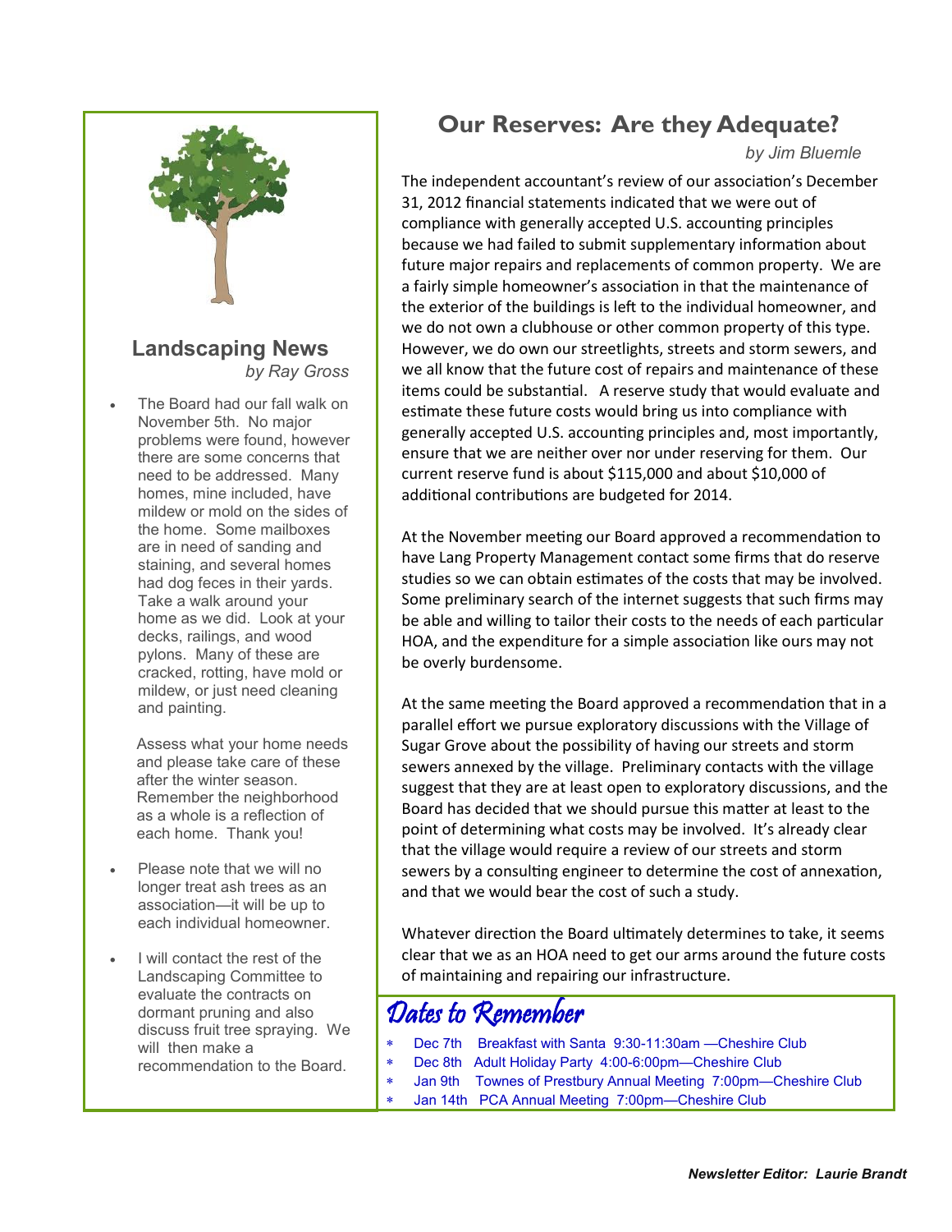## Landscaping News

*by Ray Gross*

- The Board had our fall walk on November 5th. No major problems were found, however there are some concerns that need to be addressed. Many homes, mine included, have mildew or mold on the sides of the home. Some mailboxes are in need of sanding and staining, and several homes had dog feces in their yards. Take a walk around your home as we did. Look at your decks, railings, and wood pylons. Many of these are cracked, rotting, have mold or mildew, or just need cleaning and painting.

  Assess what your home needs and please take care of these after the winter season. Remember the neighborhood as a whole is a reflection of each home. Thank you!

- Please note that we will no longer treat ash trees as an association—it will be up to each individual homeowner.

- I will contact the rest of the Landscaping Committee to evaluate the contracts on dormant pruning and also discuss fruit tree spraying. We will then make a recommendation to the Board.

## Our Reserves: Are they Adequate?

*by Jim Bluemle*

The independent accountant's review of our association's December 31, 2012 financial statements indicated that we were out of compliance with generally accepted U.S. accounting principles because we had failed to submit supplementary information about future major repairs and replacements of common property. We are a fairly simple homeowner's association in that the maintenance of the exterior of the buildings is left to the individual homeowner, and we do not own a clubhouse or other common property of this type. However, we do own our streetlights, streets and storm sewers, and we all know that the future cost of repairs and maintenance of these items could be substantial. A reserve study that would evaluate and estimate these future costs would bring us into compliance with generally accepted U.S. accounting principles and, most importantly, ensure that we are neither over nor under reserving for them. Our current reserve fund is about $115,000 and about $10,000 of additional contributions are budgeted for 2014.

At the November meeting our Board approved a recommendation to have Lang Property Management contact some firms that do reserve studies so we can obtain estimates of the costs that may be involved. Some preliminary search of the internet suggests that such firms may be able and willing to tailor their costs to the needs of each particular HOA, and the expenditure for a simple association like ours may not be overly burdensome.

At the same meeting the Board approved a recommendation that in a parallel effort we pursue exploratory discussions with the Village of Sugar Grove about the possibility of having our streets and storm sewers annexed by the village. Preliminary contacts with the village suggest that they are at least open to exploratory discussions, and the Board has decided that we should pursue this matter at least to the point of determining what costs may be involved. It's already clear that the village would require a review of our streets and storm sewers by a consulting engineer to determine the cost of annexation, and that we would bear the cost of such a study.

Whatever direction the Board ultimately determines to take, it seems clear that we as an HOA need to get our arms around the future costs of maintaining and repairing our infrastructure.

## Dates to Remember

- Dec 7th Breakfast with Santa 9:30-11:30am —Cheshire Club
- Dec 8th Adult Holiday Party 4:00-6:00pm—Cheshire Club
- Jan 9th Townes of Prestbury Annual Meeting 7:00pm—Cheshire Club
- Jan 14th PCA Annual Meeting 7:00pm—Cheshire Club

***Newsletter Editor: Laurie Brandt***